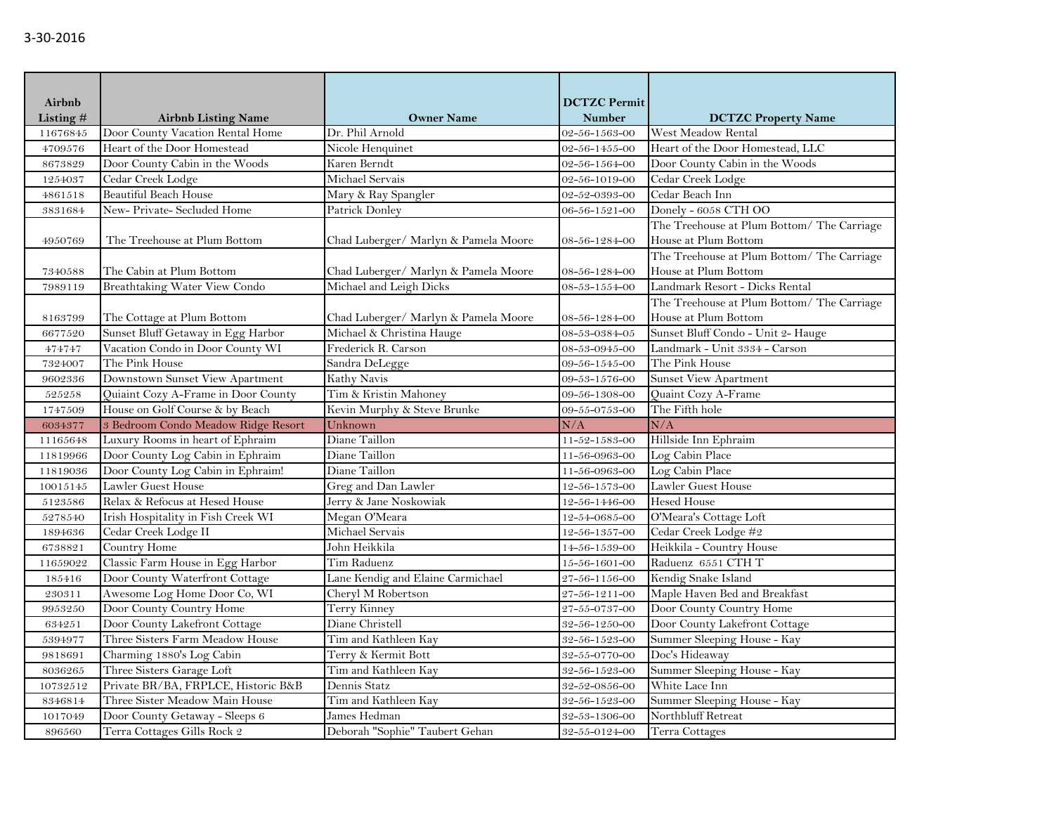3-30-2016

| Airbnb Listing # | Airbnb Listing Name | Owner Name | DCTZC Permit Number | DCTZC Property Name |
|---|---|---|---|---|
| 11676845 | Door County Vacation Rental Home | Dr. Phil Arnold | 02-56-1563-00 | West Meadow Rental |
| 4709576 | Heart of the Door Homestead | Nicole Henquinet | 02-56-1455-00 | Heart of the Door Homestead, LLC |
| 8673829 | Door County Cabin in the Woods | Karen Berndt | 02-56-1564-00 | Door County Cabin in the Woods |
| 1254037 | Cedar Creek Lodge | Michael Servais | 02-56-1019-00 | Cedar Creek Lodge |
| 4861518 | Beautiful Beach House | Mary & Ray Spangler | 02-52-0393-00 | Cedar Beach Inn |
| 3831684 | New- Private- Secluded Home | Patrick Donley | 06-56-1521-00 | Donely - 6058 CTH OO |
| 4950769 | The Treehouse at Plum Bottom | Chad Luberger/ Marlyn & Pamela Moore | 08-56-1284-00 | The Treehouse at Plum Bottom/ The Carriage House at Plum Bottom |
| 7340588 | The Cabin at Plum Bottom | Chad Luberger/ Marlyn & Pamela Moore | 08-56-1284-00 | The Treehouse at Plum Bottom/ The Carriage House at Plum Bottom |
| 7989119 | Breathtaking Water View Condo | Michael and Leigh Dicks | 08-53-1554-00 | Landmark Resort - Dicks Rental |
| 8163799 | The Cottage at Plum Bottom | Chad Luberger/ Marlyn & Pamela Moore | 08-56-1284-00 | The Treehouse at Plum Bottom/ The Carriage House at Plum Bottom |
| 6677520 | Sunset Bluff Getaway in Egg Harbor | Michael & Christina Hauge | 08-53-0384-05 | Sunset Bluff Condo - Unit 2- Hauge |
| 474747 | Vacation Condo in Door County WI | Frederick R. Carson | 08-53-0945-00 | Landmark - Unit 3334 - Carson |
| 7324007 | The Pink House | Sandra DeLegge | 09-56-1545-00 | The Pink House |
| 9602336 | Downtown Sunset View Apartment | Kathy Navis | 09-53-1576-00 | Sunset View Apartment |
| 525258 | Quiaint Cozy A-Frame in Door County | Tim & Kristin Mahoney | 09-56-1308-00 | Quaint Cozy A-Frame |
| 1747509 | House on Golf Course & by Beach | Kevin Murphy & Steve Brunke | 09-55-0753-00 | The Fifth hole |
| 6034377 | 3 Bedroom Condo Meadow Ridge Resort | Unknown | N/A | N/A |
| 11165648 | Luxury Rooms in heart of Ephraim | Diane Taillon | 11-52-1583-00 | Hillside Inn Ephraim |
| 11819966 | Door County Log Cabin in Ephraim | Diane Taillon | 11-56-0963-00 | Log Cabin Place |
| 11819036 | Door County Log Cabin in Ephraim! | Diane Taillon | 11-56-0963-00 | Log Cabin Place |
| 10015145 | Lawler Guest House | Greg and Dan Lawler | 12-56-1573-00 | Lawler Guest House |
| 5123586 | Relax & Refocus at Hesed House | Jerry & Jane Noskowiak | 12-56-1446-00 | Hesed House |
| 5278540 | Irish Hospitality in Fish Creek WI | Megan O'Meara | 12-54-0685-00 | O'Meara's Cottage Loft |
| 1894636 | Cedar Creek Lodge II | Michael Servais | 12-56-1357-00 | Cedar Creek Lodge #2 |
| 6738821 | Country Home | John Heikkila | 14-56-1539-00 | Heikkila - Country House |
| 11659022 | Classic Farm House in Egg Harbor | Tim Raduenz | 15-56-1601-00 | Raduenz 6551 CTH T |
| 185416 | Door County Waterfront Cottage | Lane Kendig and Elaine Carmichael | 27-56-1156-00 | Kendig Snake Island |
| 230311 | Awesome Log Home Door Co, WI | Cheryl M Robertson | 27-56-1211-00 | Maple Haven Bed and Breakfast |
| 9953250 | Door County Country Home | Terry Kinney | 27-55-0737-00 | Door County Country Home |
| 634251 | Door County Lakefront Cottage | Diane Christell | 32-56-1250-00 | Door County Lakefront Cottage |
| 5394977 | Three Sisters Farm Meadow House | Tim and Kathleen Kay | 32-56-1523-00 | Summer Sleeping House - Kay |
| 9818691 | Charming 1880's Log Cabin | Terry & Kermit Bott | 32-55-0770-00 | Doc's Hideaway |
| 8036265 | Three Sisters Garage Loft | Tim and Kathleen Kay | 32-56-1523-00 | Summer Sleeping House - Kay |
| 10732512 | Private BR/BA, FRPLCE, Historic B&B | Dennis Statz | 32-52-0856-00 | White Lace Inn |
| 8346814 | Three Sister Meadow Main House | Tim and Kathleen Kay | 32-56-1523-00 | Summer Sleeping House - Kay |
| 1017049 | Door County Getaway - Sleeps 6 | James Hedman | 32-53-1306-00 | Northbluff Retreat |
| 896560 | Terra Cottages Gills Rock 2 | Deborah "Sophie" Taubert Gehan | 32-55-0124-00 | Terra Cottages |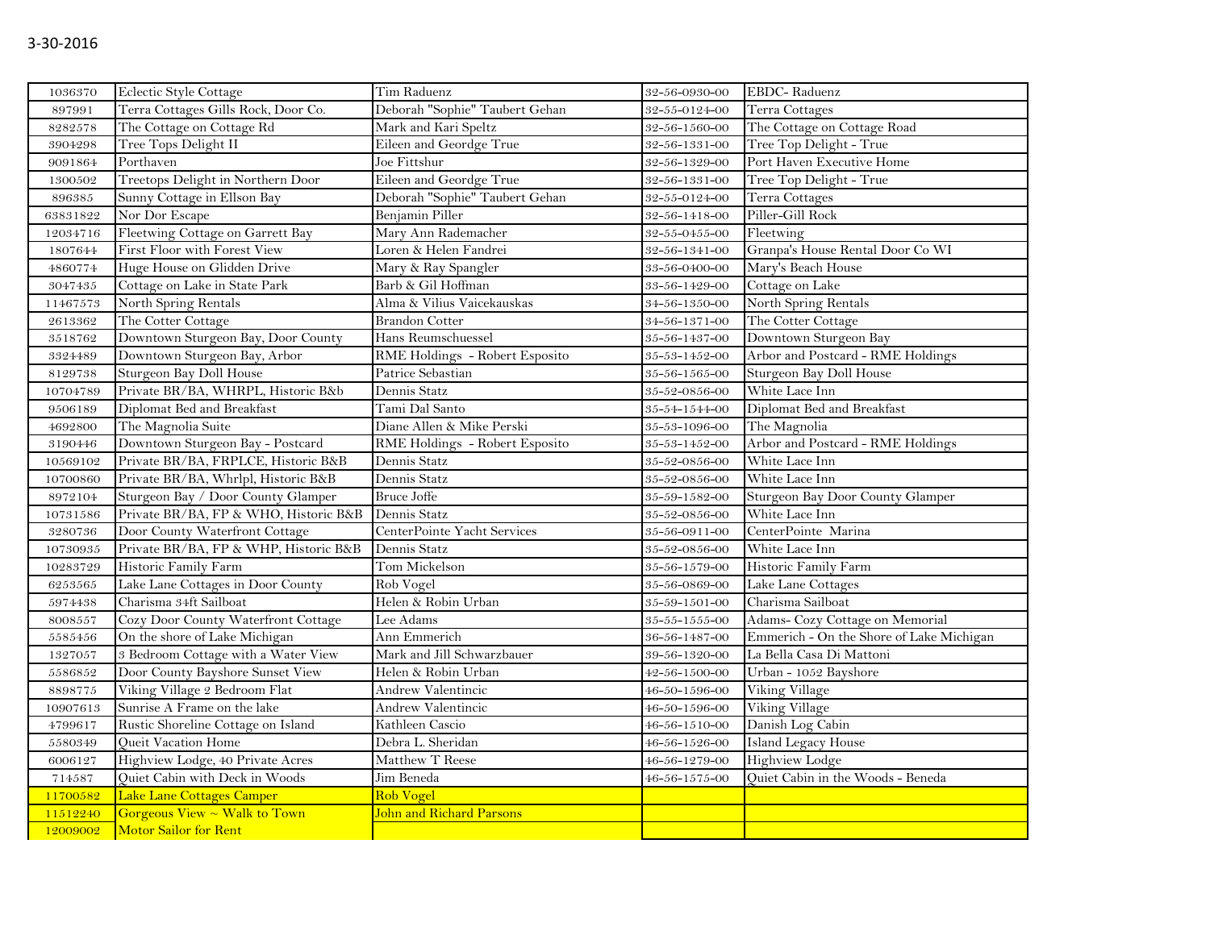3-30-2016

| | | | | |
|---|---|---|---|---|
| 1036370 | Eclectic Style Cottage | Tim Raduenz | 32-56-0930-00 | EBDC- Raduenz |
| 897991 | Terra Cottages Gills Rock, Door Co. | Deborah "Sophie" Taubert Gehan | 32-55-0124-00 | Terra Cottages |
| 8282578 | The Cottage on Cottage Rd | Mark and Kari Speltz | 32-56-1560-00 | The Cottage on Cottage Road |
| 3904298 | Tree Tops Delight II | Eileen and Geordge True | 32-56-1331-00 | Tree Top Delight - True |
| 9091864 | Porthaven | Joe Fittshur | 32-56-1329-00 | Port Haven Executive Home |
| 1300502 | Treetops Delight in Northern Door | Eileen and Geordge True | 32-56-1331-00 | Tree Top Delight - True |
| 896385 | Sunny Cottage in Ellson Bay | Deborah "Sophie" Taubert Gehan | 32-55-0124-00 | Terra Cottages |
| 63831822 | Nor Dor Escape | Benjamin Piller | 32-56-1418-00 | Piller-Gill Rock |
| 12034716 | Fleetwing Cottage on Garrett Bay | Mary Ann Rademacher | 32-55-0455-00 | Fleetwing |
| 1807644 | First Floor with Forest View | Loren & Helen Fandrei | 32-56-1341-00 | Granpa's House Rental Door Co WI |
| 4860774 | Huge House on Glidden Drive | Mary & Ray Spangler | 33-56-0400-00 | Mary's Beach House |
| 3047435 | Cottage on Lake in State Park | Barb & Gil Hoffman | 33-56-1429-00 | Cottage on Lake |
| 11467573 | North Spring Rentals | Alma & Vilius Vaicekauskas | 34-56-1350-00 | North Spring Rentals |
| 2613362 | The Cotter Cottage | Brandon Cotter | 34-56-1371-00 | The Cotter Cottage |
| 3518762 | Downtown Sturgeon Bay, Door County | Hans Reumschuessel | 35-56-1437-00 | Downtown Sturgeon Bay |
| 3324489 | Downtown Sturgeon Bay, Arbor | RME Holdings - Robert Esposito | 35-53-1452-00 | Arbor and Postcard - RME Holdings |
| 8129738 | Sturgeon Bay Doll House | Patrice Sebastian | 35-56-1565-00 | Sturgeon Bay Doll House |
| 10704789 | Private BR/BA, WHRPL, Historic B&b | Dennis Statz | 35-52-0856-00 | White Lace Inn |
| 9506189 | Diplomat Bed and Breakfast | Tami Dal Santo | 35-54-1544-00 | Diplomat Bed and Breakfast |
| 4692800 | The Magnolia Suite | Diane Allen & Mike Perski | 35-53-1096-00 | The Magnolia |
| 3190446 | Downtown Sturgeon Bay - Postcard | RME Holdings - Robert Esposito | 35-53-1452-00 | Arbor and Postcard - RME Holdings |
| 10569102 | Private BR/BA, FRPLCE, Historic B&B | Dennis Statz | 35-52-0856-00 | White Lace Inn |
| 10700860 | Private BR/BA, Whrlpl, Historic B&B | Dennis Statz | 35-52-0856-00 | White Lace Inn |
| 8972104 | Sturgeon Bay / Door County Glamper | Bruce Joffe | 35-59-1582-00 | Sturgeon Bay Door County Glamper |
| 10731586 | Private BR/BA, FP & WHO, Historic B&B | Dennis Statz | 35-52-0856-00 | White Lace Inn |
| 3280736 | Door County Waterfront Cottage | CenterPointe Yacht Services | 35-56-0911-00 | CenterPointe Marina |
| 10730935 | Private BR/BA, FP & WHP, Historic B&B | Dennis Statz | 35-52-0856-00 | White Lace Inn |
| 10283729 | Historic Family Farm | Tom Mickelson | 35-56-1579-00 | Historic Family Farm |
| 6253565 | Lake Lane Cottages in Door County | Rob Vogel | 35-56-0869-00 | Lake Lane Cottages |
| 5974438 | Charisma 34ft Sailboat | Helen & Robin Urban | 35-59-1501-00 | Charisma Sailboat |
| 8008557 | Cozy Door County Waterfront Cottage | Lee Adams | 35-55-1555-00 | Adams- Cozy Cottage on Memorial |
| 5585456 | On the shore of Lake Michigan | Ann Emmerich | 36-56-1487-00 | Emmerich - On the Shore of Lake Michigan |
| 1327057 | 3 Bedroom Cottage with a Water View | Mark and Jill Schwarzbauer | 39-56-1320-00 | La Bella Casa Di Mattoni |
| 5586852 | Door County Bayshore Sunset View | Helen & Robin Urban | 42-56-1500-00 | Urban - 1052 Bayshore |
| 8898775 | Viking Village 2 Bedroom Flat | Andrew Valentincic | 46-50-1596-00 | Viking Village |
| 10907613 | Sunrise A Frame on the lake | Andrew Valentincic | 46-50-1596-00 | Viking Village |
| 4799617 | Rustic Shoreline Cottage on Island | Kathleen Cascio | 46-56-1510-00 | Danish Log Cabin |
| 5580349 | Queit Vacation Home | Debra L. Sheridan | 46-56-1526-00 | Island Legacy House |
| 6006127 | Highview Lodge, 40 Private Acres | Matthew T Reese | 46-56-1279-00 | Highview Lodge |
| 714587 | Quiet Cabin with Deck in Woods | Jim Beneda | 46-56-1575-00 | Quiet Cabin in the Woods - Beneda |
| 11700582 | Lake Lane Cottages Camper | Rob Vogel | | |
| 11512240 | Gorgeous View ~ Walk to Town | John and Richard Parsons | | |
| 12009002 | Motor Sailor for Rent | | | |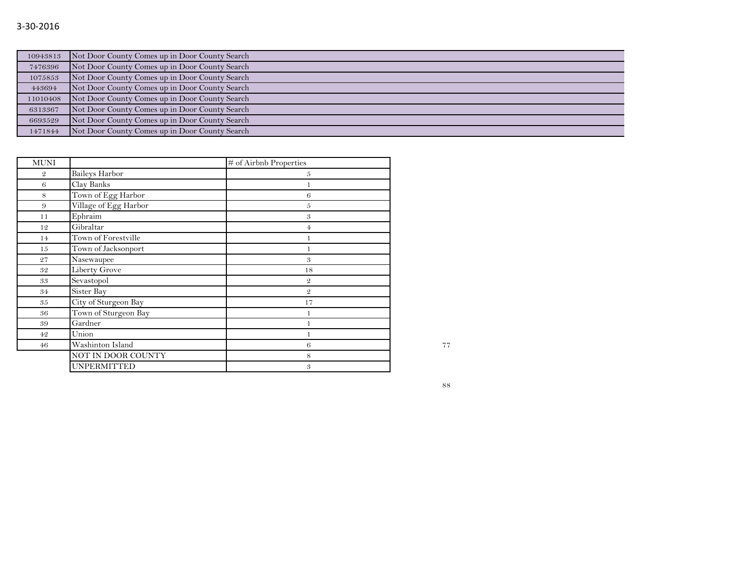3-30-2016

| | |
|---|---|
| 10943813 | Not Door County Comes up in Door County Search |
| 7476396 | Not Door County Comes up in Door County Search |
| 1075853 | Not Door County Comes up in Door County Search |
| 443694 | Not Door County Comes up in Door County Search |
| 11010408 | Not Door County Comes up in Door County Search |
| 6313367 | Not Door County Comes up in Door County Search |
| 6693529 | Not Door County Comes up in Door County Search |
| 1471844 | Not Door County Comes up in Door County Search |

| MUNI | | # of Airbnb Properties |
|---|---|---|
| 2 | Baileys Harbor | 5 |
| 6 | Clay Banks | 1 |
| 8 | Town of Egg Harbor | 6 |
| 9 | Village of Egg Harbor | 5 |
| 11 | Ephraim | 3 |
| 12 | Gibraltar | 4 |
| 14 | Town of Forestville | 1 |
| 15 | Town of Jacksonport | 1 |
| 27 | Nasewaupee | 3 |
| 32 | Liberty Grove | 18 |
| 33 | Sevastopol | 2 |
| 34 | Sister Bay | 2 |
| 35 | City of Sturgeon Bay | 17 |
| 36 | Town of Sturgeon Bay | 1 |
| 39 | Gardner | 1 |
| 42 | Union | 1 |
| 46 | Washinton Island | 6 |
| | NOT IN DOOR COUNTY | 8 |
| | UNPERMITTED | 3 |

77

88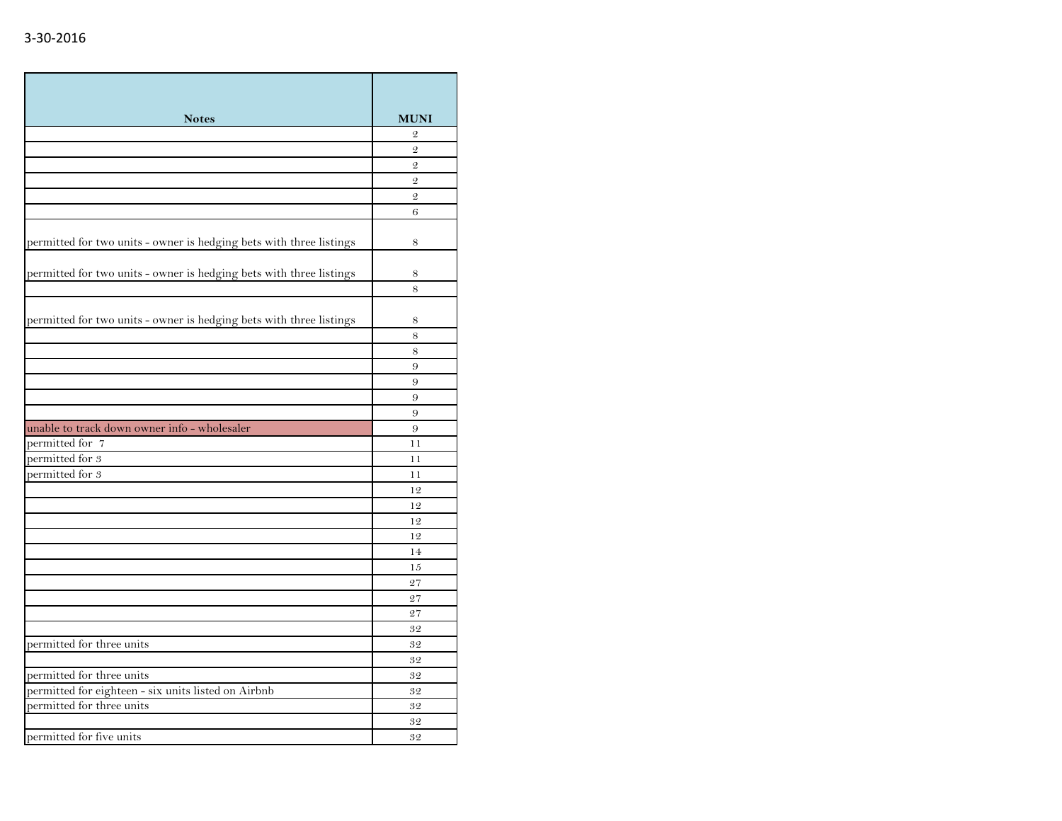3-30-2016

| Notes | MUNI |
|---|---|
| | 2 |
| | 2 |
| | 2 |
| | 2 |
| | 2 |
| | 6 |
| permitted for two units - owner is hedging bets with three listings | 8 |
| permitted for two units - owner is hedging bets with three listings | 8 |
| | 8 |
| permitted for two units - owner is hedging bets with three listings | 8 |
| | 8 |
| | 8 |
| | 9 |
| | 9 |
| | 9 |
| | 9 |
| unable to track down owner info - wholesaler | 9 |
| permitted for 7 | 11 |
| permitted for 3 | 11 |
| permitted for 3 | 11 |
| | 12 |
| | 12 |
| | 12 |
| | 12 |
| | 14 |
| | 15 |
| | 27 |
| | 27 |
| | 27 |
| | 32 |
| permitted for three units | 32 |
| | 32 |
| permitted for three units | 32 |
| permitted for eighteen - six units listed on Airbnb | 32 |
| permitted for three units | 32 |
| | 32 |
| permitted for five units | 32 |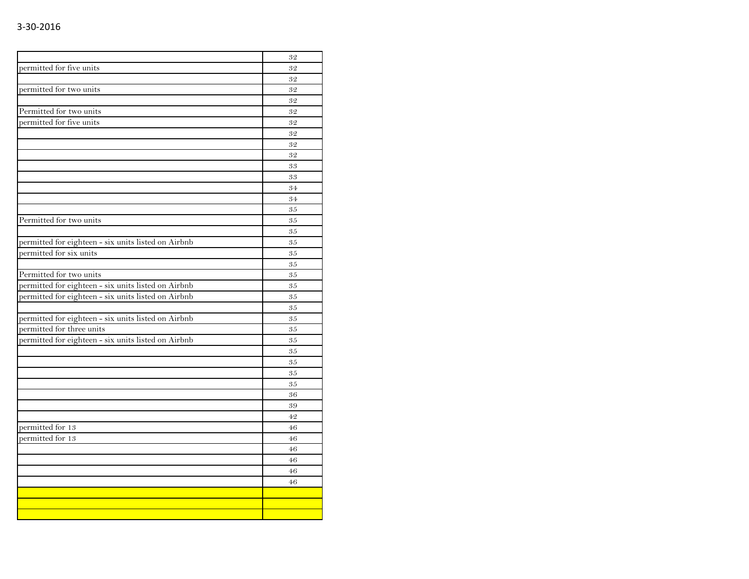3-30-2016

| | |
|---|---|
| | 32 |
| permitted for five units | 32 |
| | 32 |
| permitted for two units | 32 |
| | 32 |
| Permitted for two units | 32 |
| permitted for five units | 32 |
| | 32 |
| | 32 |
| | 32 |
| | 33 |
| | 33 |
| | 34 |
| | 34 |
| | 35 |
| Permitted for two units | 35 |
| | 35 |
| permitted for eighteen - six units listed on Airbnb | 35 |
| permitted for six units | 35 |
| | 35 |
| Permitted for two units | 35 |
| permitted for eighteen - six units listed on Airbnb | 35 |
| permitted for eighteen - six units listed on Airbnb | 35 |
| | 35 |
| permitted for eighteen - six units listed on Airbnb | 35 |
| permitted for three units | 35 |
| permitted for eighteen - six units listed on Airbnb | 35 |
| | 35 |
| | 35 |
| | 35 |
| | 35 |
| | 36 |
| | 39 |
| | 42 |
| permitted for 13 | 46 |
| permitted for 13 | 46 |
| | 46 |
| | 46 |
| | 46 |
| | 46 |
| | |
| | |
| | |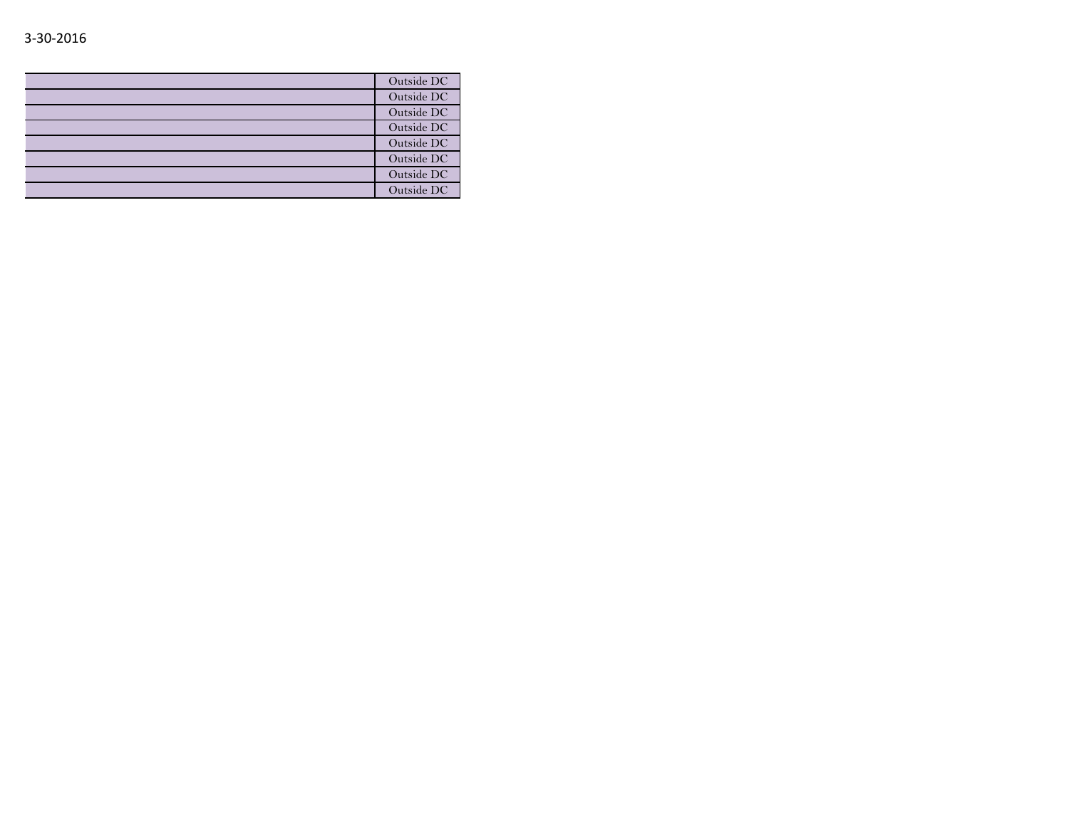3-30-2016

| | |
|---|---|
| | Outside DC |
| | Outside DC |
| | Outside DC |
| | Outside DC |
| | Outside DC |
| | Outside DC |
| | Outside DC |
| | Outside DC |